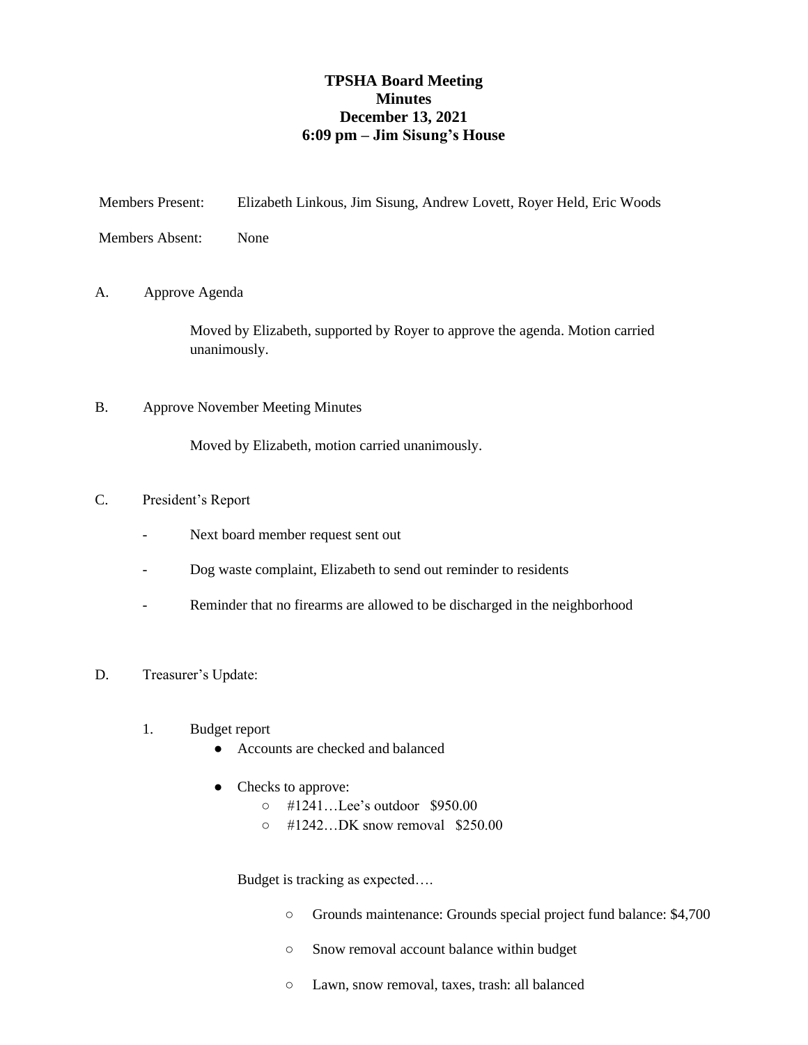# TPSHA Board Meeting
# Minutes
# December 13, 2021
# 6:09 pm – Jim Sisung's House

Members Present: Elizabeth Linkous, Jim Sisung, Andrew Lovett, Royer Held, Eric Woods

Members Absent: None

A. Approve Agenda

Moved by Elizabeth, supported by Royer to approve the agenda. Motion carried unanimously.

B. Approve November Meeting Minutes

Moved by Elizabeth, motion carried unanimously.

C. President's Report

- Next board member request sent out
- Dog waste complaint, Elizabeth to send out reminder to residents
- Reminder that no firearms are allowed to be discharged in the neighborhood

D. Treasurer's Update:

1. Budget report
   - Accounts are checked and balanced
   - Checks to approve:
     - #1241…Lee's outdoor $950.00
     - #1242…DK snow removal $250.00

   Budget is tracking as expected….

   - Grounds maintenance: Grounds special project fund balance: $4,700
   - Snow removal account balance within budget
   - Lawn, snow removal, taxes, trash: all balanced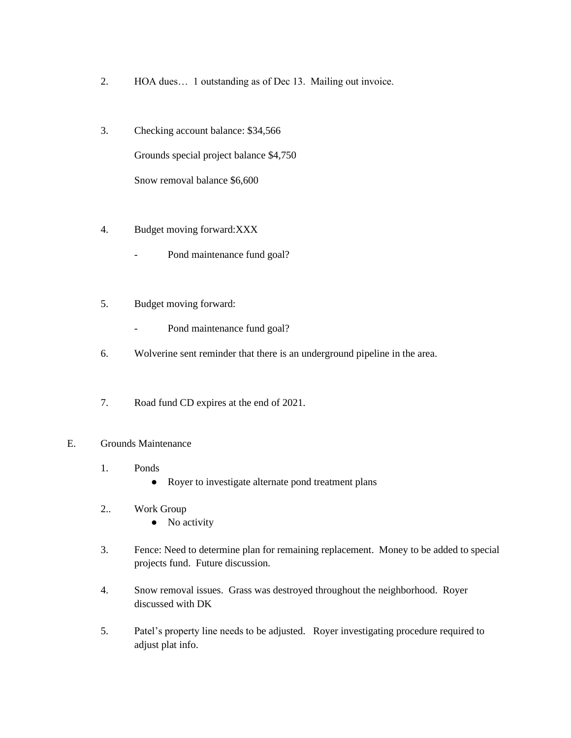2. HOA dues… 1 outstanding as of Dec 13. Mailing out invoice.

3. Checking account balance: $34,566

   Grounds special project balance $4,750

   Snow removal balance $6,600

4. Budget moving forward:XXX

   - Pond maintenance fund goal?

5. Budget moving forward:

   - Pond maintenance fund goal?

6. Wolverine sent reminder that there is an underground pipeline in the area.

7. Road fund CD expires at the end of 2021.

E. Grounds Maintenance

1. Ponds
   - Royer to investigate alternate pond treatment plans

2.. Work Group
   - No activity

3. Fence: Need to determine plan for remaining replacement. Money to be added to special projects fund. Future discussion.

4. Snow removal issues. Grass was destroyed throughout the neighborhood. Royer discussed with DK

5. Patel's property line needs to be adjusted. Royer investigating procedure required to adjust plat info.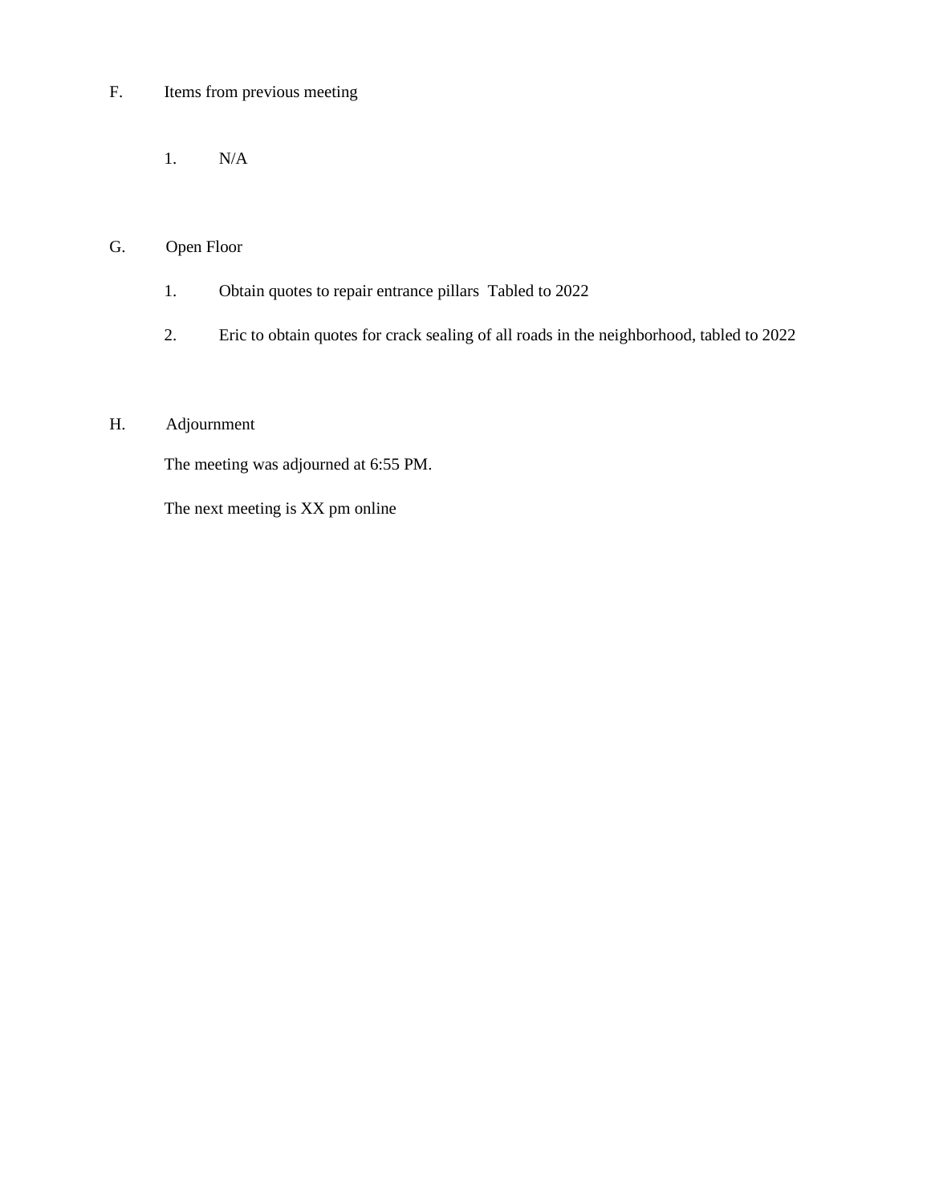F. Items from previous meeting

1. N/A

G. Open Floor

1. Obtain quotes to repair entrance pillars  Tabled to 2022

2. Eric to obtain quotes for crack sealing of all roads in the neighborhood, tabled to 2022

H. Adjournment

The meeting was adjourned at 6:55 PM.

The next meeting is XX pm online